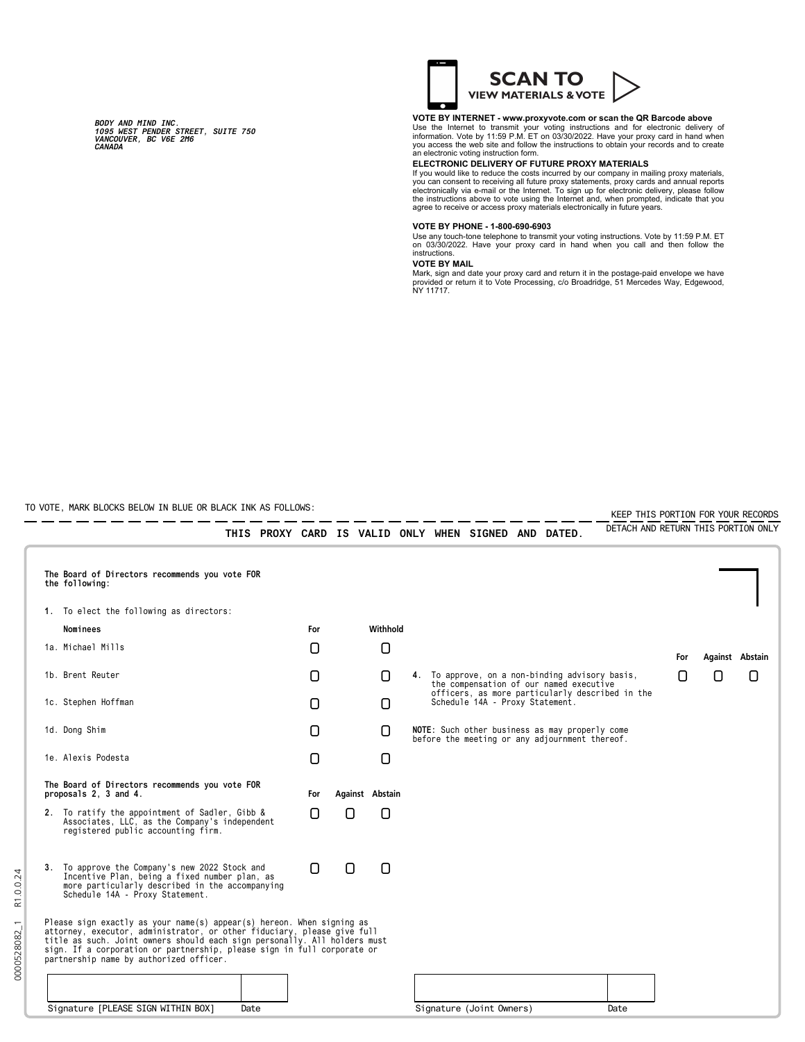*BODY AND MIND INC.*
*1095 WEST PENDER STREET, SUITE 750*
*VANCOUVER, BC V6E 2M6*
*CANADA*

**SCAN TO**
**VIEW MATERIALS & VOTE**

**VOTE BY INTERNET - www.proxyvote.com or scan the QR Barcode above**
Use the Internet to transmit your voting instructions and for electronic delivery of information. Vote by 11:59 P.M. ET on 03/30/2022. Have your proxy card in hand when you access the web site and follow the instructions to obtain your records and to create an electronic voting instruction form.

**ELECTRONIC DELIVERY OF FUTURE PROXY MATERIALS**
If you would like to reduce the costs incurred by our company in mailing proxy materials, you can consent to receiving all future proxy statements, proxy cards and annual reports electronically via e-mail or the Internet. To sign up for electronic delivery, please follow the instructions above to vote using the Internet and, when prompted, indicate that you agree to receive or access proxy materials electronically in future years.

**VOTE BY PHONE - 1-800-690-6903**
Use any touch-tone telephone to transmit your voting instructions. Vote by 11:59 P.M. ET on 03/30/2022. Have your proxy card in hand when you call and then follow the instructions.

**VOTE BY MAIL**
Mark, sign and date your proxy card and return it in the postage-paid envelope we have provided or return it to Vote Processing, c/o Broadridge, 51 Mercedes Way, Edgewood, NY 11717.

TO VOTE, MARK BLOCKS BELOW IN BLUE OR BLACK INK AS FOLLOWS:

KEEP THIS PORTION FOR YOUR RECORDS

**THIS PROXY CARD IS VALID ONLY WHEN SIGNED AND DATED.**

DETACH AND RETURN THIS PORTION ONLY

**The Board of Directors recommends you vote FOR the following:**

**1.** To elect the following as directors:

| Nominees | For | Withhold |
|---|---|---|
| 1a. Michael Mills | ☐ | ☐ |
| 1b. Brent Reuter | ☐ | ☐ |
| 1c. Stephen Hoffman | ☐ | ☐ |
| 1d. Dong Shim | ☐ | ☐ |
| 1e. Alexis Podesta | ☐ | ☐ |

**The Board of Directors recommends you vote FOR proposals 2, 3 and 4.**

| | For | Against | Abstain |
|---|---|---|---|
| **2.** To ratify the appointment of Sadler, Gibb & Associates, LLC, as the Company's independent registered public accounting firm. | ☐ | ☐ | ☐ |
| **3.** To approve the Company's new 2022 Stock and Incentive Plan, being a fixed number plan, as more particularly described in the accompanying Schedule 14A - Proxy Statement. | ☐ | ☐ | ☐ |
| **4.** To approve, on a non-binding advisory basis, the compensation of our named executive officers, as more particularly described in the Schedule 14A - Proxy Statement. | ☐ | ☐ | ☐ |

**NOTE:** Such other business as may properly come before the meeting or any adjournment thereof.

Please sign exactly as your name(s) appear(s) hereon. When signing as attorney, executor, administrator, or other fiduciary, please give full title as such. Joint owners should each sign personally. All holders must sign. If a corporation or partnership, please sign in full corporate or partnership name by authorized officer.

| Signature [PLEASE SIGN WITHIN BOX] | Date | Signature (Joint Owners) | Date |
|---|---|---|---|
| | | | |

0000528082_1 R1.0.0.24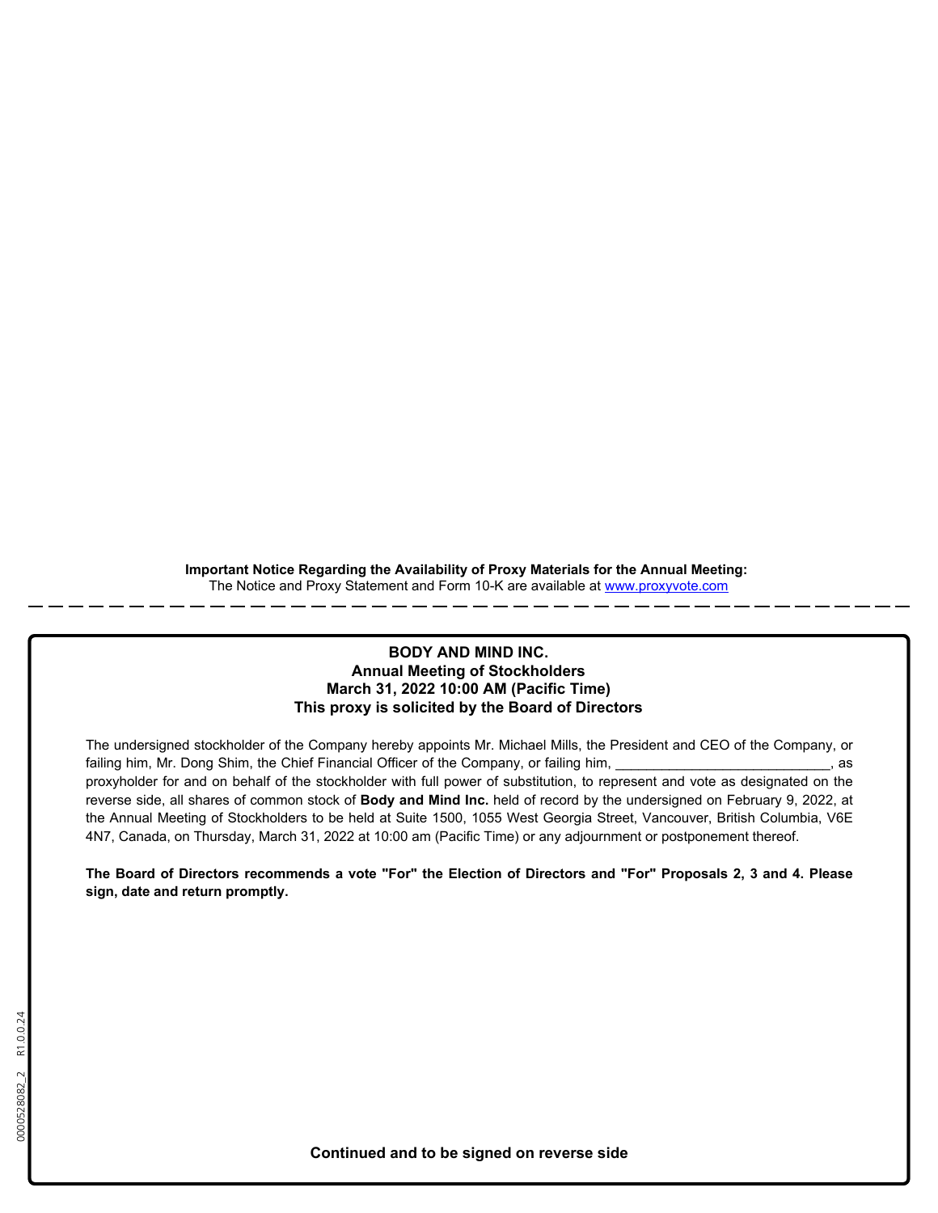**Important Notice Regarding the Availability of Proxy Materials for the Annual Meeting:**
The Notice and Proxy Statement and Form 10-K are available at www.proxyvote.com

---

**BODY AND MIND INC.**
**Annual Meeting of Stockholders**
**March 31, 2022 10:00 AM (Pacific Time)**
**This proxy is solicited by the Board of Directors**

The undersigned stockholder of the Company hereby appoints Mr. Michael Mills, the President and CEO of the Company, or failing him, Mr. Dong Shim, the Chief Financial Officer of the Company, or failing him, ___________________________, as proxyholder for and on behalf of the stockholder with full power of substitution, to represent and vote as designated on the reverse side, all shares of common stock of **Body and Mind Inc.** held of record by the undersigned on February 9, 2022, at the Annual Meeting of Stockholders to be held at Suite 1500, 1055 West Georgia Street, Vancouver, British Columbia, V6E 4N7, Canada, on Thursday, March 31, 2022 at 10:00 am (Pacific Time) or any adjournment or postponement thereof.

**The Board of Directors recommends a vote "For" the Election of Directors and "For" Proposals 2, 3 and 4. Please sign, date and return promptly.**

**Continued and to be signed on reverse side**

0000528082_2 R1.0.0.24